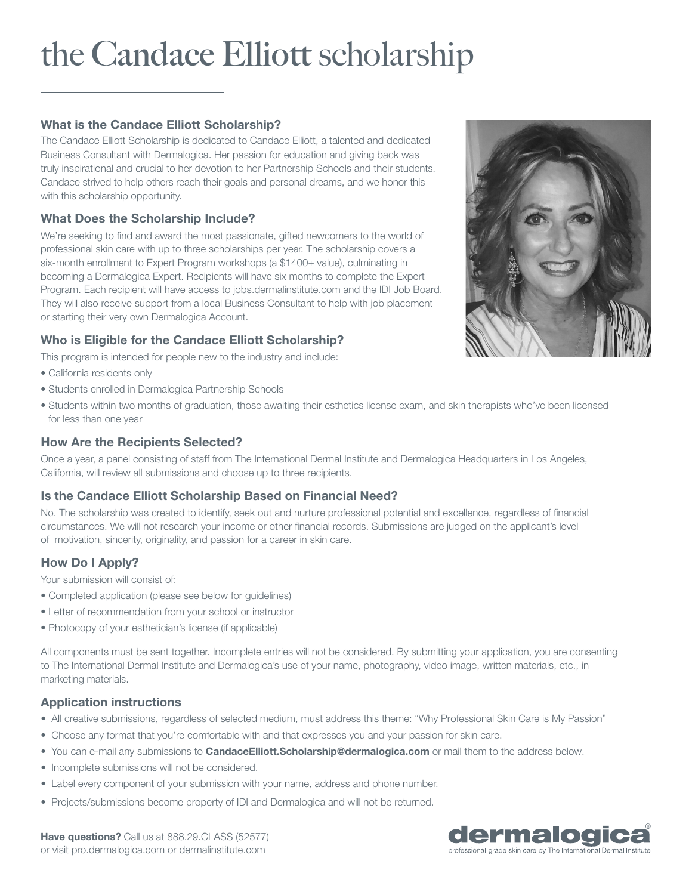# the Candace Elliott scholarship

## What is the Candace Elliott Scholarship?

The Candace Elliott Scholarship is dedicated to Candace Elliott, a talented and dedicated Business Consultant with Dermalogica. Her passion for education and giving back was truly inspirational and crucial to her devotion to her Partnership Schools and their students. Candace strived to help others reach their goals and personal dreams, and we honor this with this scholarship opportunity.

## What Does the Scholarship Include?

We're seeking to find and award the most passionate, gifted newcomers to the world of professional skin care with up to three scholarships per year. The scholarship covers a six-month enrollment to Expert Program workshops (a $1400+ value), culminating in becoming a Dermalogica Expert. Recipients will have six months to complete the Expert Program. Each recipient will have access to jobs.dermalinstitute.com and the IDI Job Board. They will also receive support from a local Business Consultant to help with job placement or starting their very own Dermalogica Account.

## Who is Eligible for the Candace Elliott Scholarship?

This program is intended for people new to the industry and include:

- California residents only
- Students enrolled in Dermalogica Partnership Schools
- Students within two months of graduation, those awaiting their esthetics license exam, and skin therapists who've been licensed for less than one year

## How Are the Recipients Selected?

Once a year, a panel consisting of staff from The International Dermal Institute and Dermalogica Headquarters in Los Angeles, California, will review all submissions and choose up to three recipients.

## Is the Candace Elliott Scholarship Based on Financial Need?

No. The scholarship was created to identify, seek out and nurture professional potential and excellence, regardless of financial circumstances. We will not research your income or other financial records. Submissions are judged on the applicant's level of motivation, sincerity, originality, and passion for a career in skin care.

## How Do I Apply?

Your submission will consist of:

- Completed application (please see below for guidelines)
- Letter of recommendation from your school or instructor
- Photocopy of your esthetician's license (if applicable)

All components must be sent together. Incomplete entries will not be considered. By submitting your application, you are consenting to The International Dermal Institute and Dermalogica's use of your name, photography, video image, written materials, etc., in marketing materials.

## Application instructions

- All creative submissions, regardless of selected medium, must address this theme: "Why Professional Skin Care is My Passion"
- Choose any format that you're comfortable with and that expresses you and your passion for skin care.
- You can e-mail any submissions to **CandaceElliott.Scholarship@dermalogica.com** or mail them to the address below.
- Incomplete submissions will not be considered.
- Label every component of your submission with your name, address and phone number.
- Projects/submissions become property of IDI and Dermalogica and will not be returned.

**Have questions?** Call us at 888.29.CLASS (52577)
or visit pro.dermalogica.com or dermalinstitute.com

dermalogica®
professional-grade skin care by The International Dermal Institute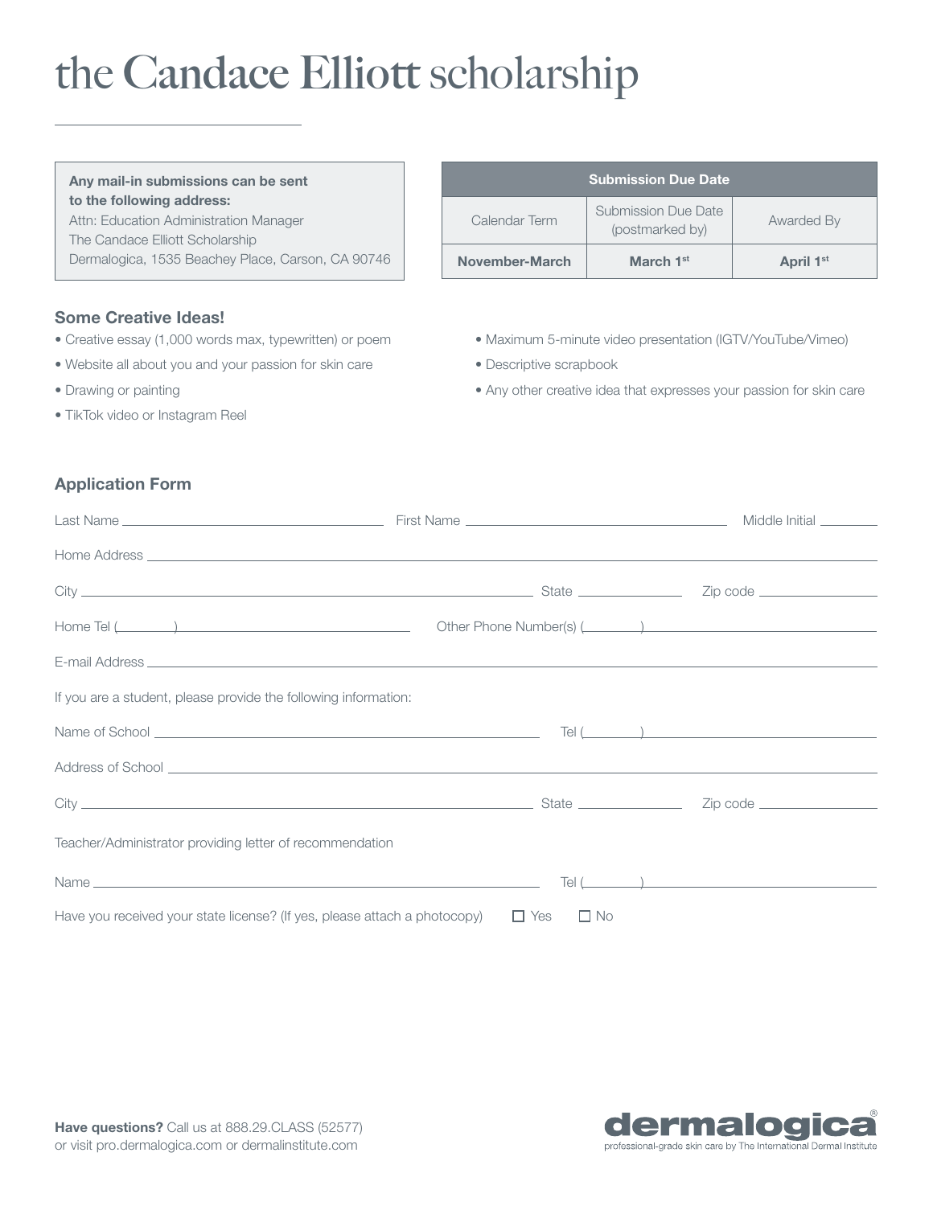# the Candace Elliott scholarship

**Any mail-in submissions can be sent to the following address:**
Attn: Education Administration Manager
The Candace Elliott Scholarship
Dermalogica, 1535 Beachey Place, Carson, CA 90746

| Submission Due Date | | |
|---|---|---|
| Calendar Term | Submission Due Date (postmarked by) | Awarded By |
| **November-March** | **March 1st** | **April 1st** |

### Some Creative Ideas!

- Creative essay (1,000 words max, typewritten) or poem
- Website all about you and your passion for skin care
- Drawing or painting
- TikTok video or Instagram Reel
- Maximum 5-minute video presentation (IGTV/YouTube/Vimeo)
- Descriptive scrapbook
- Any other creative idea that expresses your passion for skin care

### Application Form

Last Name ______________________ First Name ______________________ Middle Initial ______

Home Address ____________________________________________

City ______________________ State __________ Zip code __________

Home Tel (______) ______________________ Other Phone Number(s) (______) ______________________

E-mail Address ____________________________________________

If you are a student, please provide the following information:

Name of School ______________________ Tel (______) ______________________

Address of School ____________________________________________

City ______________________ State __________ Zip code __________

Teacher/Administrator providing letter of recommendation

Name ______________________ Tel (______) ______________________

Have you received your state license? (If yes, please attach a photocopy) ☐ Yes ☐ No

**Have questions?** Call us at 888.29.CLASS (52577)
or visit pro.dermalogica.com or dermalinstitute.com

dermalogica®
professional-grade skin care by The International Dermal Institute